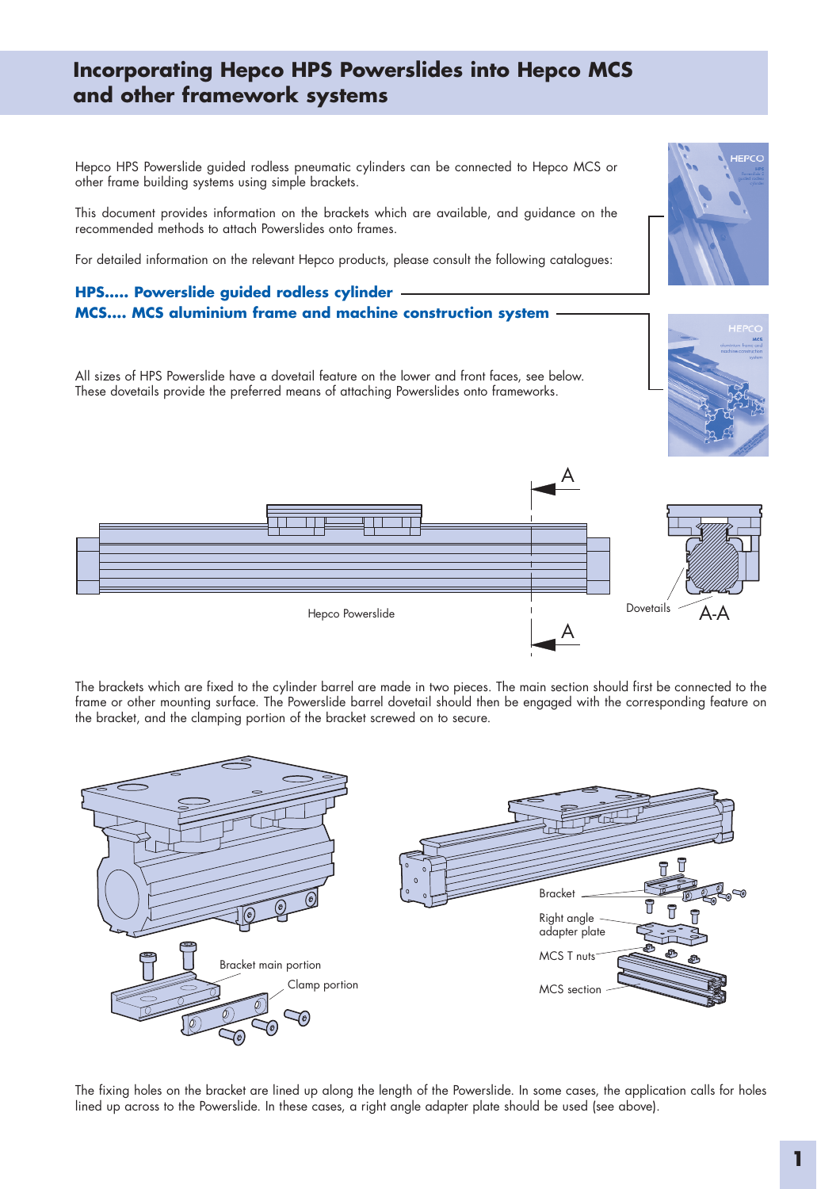# Incorporating Hepco HPS Powerslides into Hepco MCS and other framework systems

Hepco HPS Powerslide guided rodless pneumatic cylinders can be connected to Hepco MCS or other frame building systems using simple brackets.

This document provides information on the brackets which are available, and guidance on the recommended methods to attach Powerslides onto frames.

For detailed information on the relevant Hepco products, please consult the following catalogues:

**HPS..... Powerslide guided rodless cylinder**
**MCS.... MCS aluminium frame and machine construction system**

All sizes of HPS Powerslide have a dovetail feature on the lower and front faces, see below. These dovetails provide the preferred means of attaching Powerslides onto frameworks.

Hepco Powerslide

Dovetails

A-A

The brackets which are fixed to the cylinder barrel are made in two pieces. The main section should first be connected to the frame or other mounting surface. The Powerslide barrel dovetail should then be engaged with the corresponding feature on the bracket, and the clamping portion of the bracket screwed on to secure.

Bracket main portion

Clamp portion

Bracket

Right angle adapter plate

MCS T nuts

MCS section

The fixing holes on the bracket are lined up along the length of the Powerslide. In some cases, the application calls for holes lined up across to the Powerslide. In these cases, a right angle adapter plate should be used (see above).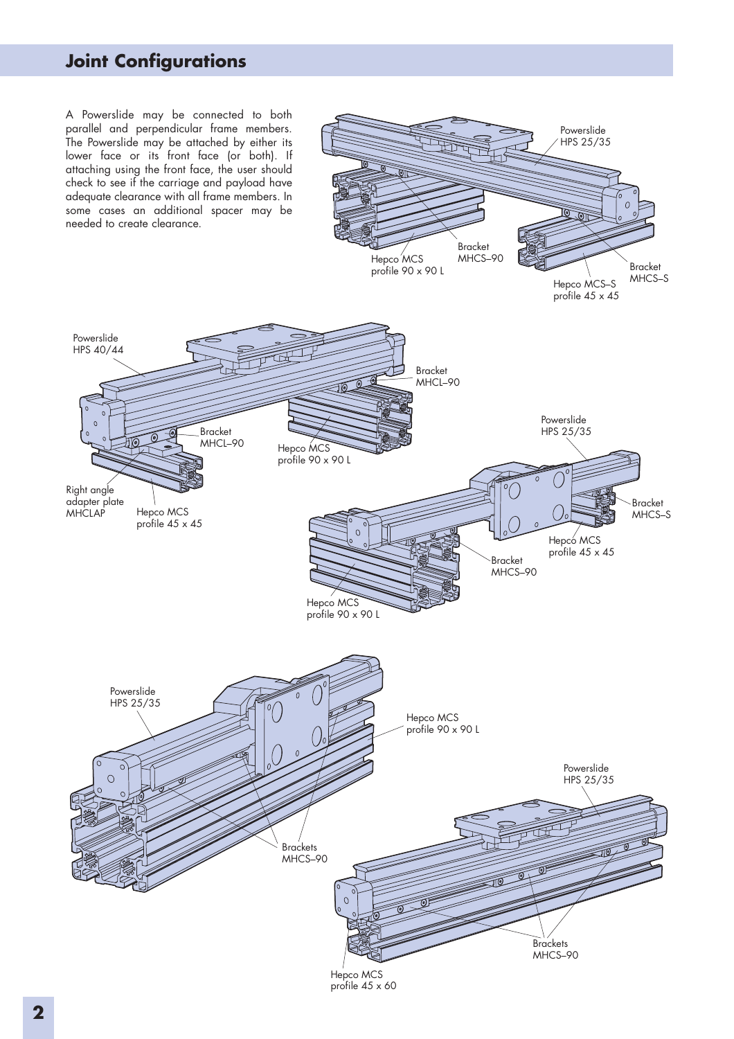## Joint Configurations

A Powerslide may be connected to both parallel and perpendicular frame members. The Powerslide may be attached by either its lower face or its front face (or both). If attaching using the front face, the user should check to see if the carriage and payload have adequate clearance with all frame members. In some cases an additional spacer may be needed to create clearance.

Powerslide HPS 25/35

Bracket MHCS–90

Hepco MCS profile 90 x 90 L

Bracket MHCS–S

Hepco MCS–S profile 45 x 45

Powerslide HPS 40/44

Bracket MHCL–90

Bracket MHCL–90

Hepco MCS profile 90 x 90 L

Right angle adapter plate MHCLAP

Hepco MCS profile 45 x 45

Powerslide HPS 25/35

Bracket MHCS–S

Hepco MCS profile 45 x 45

Bracket MHCS–90

Hepco MCS profile 90 x 90 L

Powerslide HPS 25/35

Hepco MCS profile 90 x 90 L

Brackets MHCS–90

Powerslide HPS 25/35

Brackets MHCS–90

Hepco MCS profile 45 x 60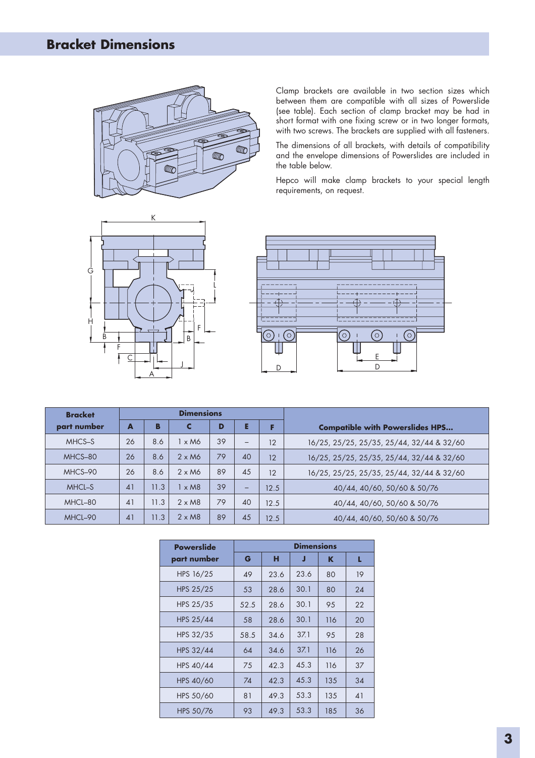## Bracket Dimensions

Clamp brackets are available in two section sizes which between them are compatible with all sizes of Powerslide (see table). Each section of clamp bracket may be had in short format with one fixing screw or in two longer formats, with two screws. The brackets are supplied with all fasteners.

The dimensions of all brackets, with details of compatibility and the envelope dimensions of Powerslides are included in the table below.

Hepco will make clamp brackets to your special length requirements, on request.

| Bracket part number | Dimensions | | | | | | Compatible with Powerslides HPS... |
|---|---|---|---|---|---|---|---|
| | A | B | C | D | E | F | |
| MHCS–S | 26 | 8.6 | 1 x M6 | 39 | – | 12 | 16/25, 25/25, 25/35, 25/44, 32/44 & 32/60 |
| MHCS–80 | 26 | 8.6 | 2 x M6 | 79 | 40 | 12 | 16/25, 25/25, 25/35, 25/44, 32/44 & 32/60 |
| MHCS–90 | 26 | 8.6 | 2 x M6 | 89 | 45 | 12 | 16/25, 25/25, 25/35, 25/44, 32/44 & 32/60 |
| MHCL–S | 41 | 11.3 | 1 x M8 | 39 | – | 12.5 | 40/44, 40/60, 50/60 & 50/76 |
| MHCL–80 | 41 | 11.3 | 2 x M8 | 79 | 40 | 12.5 | 40/44, 40/60, 50/60 & 50/76 |
| MHCL–90 | 41 | 11.3 | 2 x M8 | 89 | 45 | 12.5 | 40/44, 40/60, 50/60 & 50/76 |

| Powerslide part number | Dimensions | | | | |
|---|---|---|---|---|---|
| | G | H | J | K | L |
| HPS 16/25 | 49 | 23.6 | 23.6 | 80 | 19 |
| HPS 25/25 | 53 | 28.6 | 30.1 | 80 | 24 |
| HPS 25/35 | 52.5 | 28.6 | 30.1 | 95 | 22 |
| HPS 25/44 | 58 | 28.6 | 30.1 | 116 | 20 |
| HPS 32/35 | 58.5 | 34.6 | 37.1 | 95 | 28 |
| HPS 32/44 | 64 | 34.6 | 37.1 | 116 | 26 |
| HPS 40/44 | 75 | 42.3 | 45.3 | 116 | 37 |
| HPS 40/60 | 74 | 42.3 | 45.3 | 135 | 34 |
| HPS 50/60 | 81 | 49.3 | 53.3 | 135 | 41 |
| HPS 50/76 | 93 | 49.3 | 53.3 | 185 | 36 |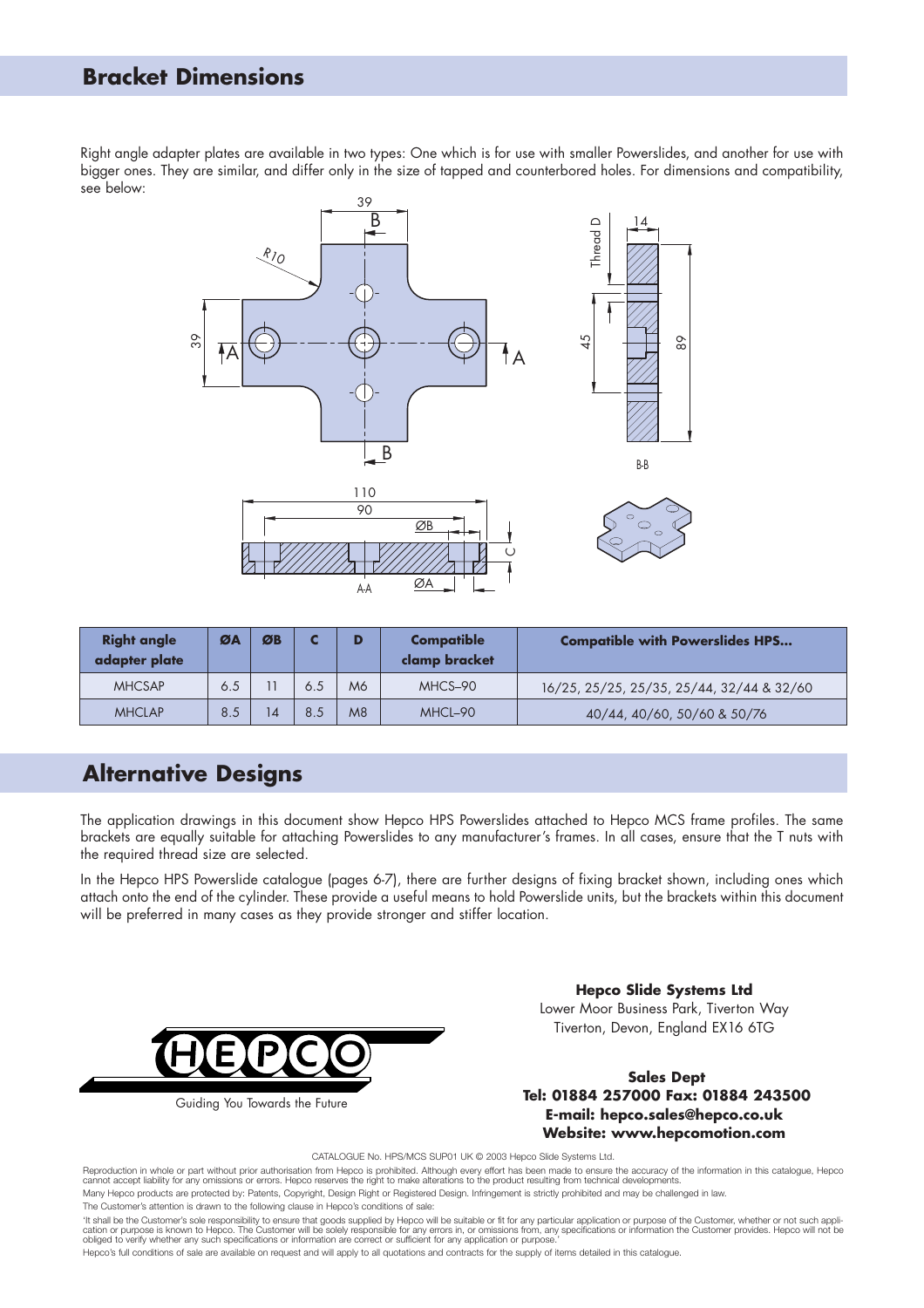## Bracket Dimensions

Right angle adapter plates are available in two types: One which is for use with smaller Powerslides, and another for use with bigger ones. They are similar, and differ only in the size of tapped and counterbored holes. For dimensions and compatibility, see below:

39
B
R10
39
A
A
B
Thread D
14
45
89
B-B
110
90
ØB
C
A-A
ØA

| Right angle adapter plate | ØA | ØB | C | D | Compatible clamp bracket | Compatible with Powerslides HPS... |
|---|---|---|---|---|---|---|
| MHCSAP | 6.5 | 11 | 6.5 | M6 | MHCS–90 | 16/25, 25/25, 25/35, 25/44, 32/44 & 32/60 |
| MHCLAP | 8.5 | 14 | 8.5 | M8 | MHCL–90 | 40/44, 40/60, 50/60 & 50/76 |

## Alternative Designs

The application drawings in this document show Hepco HPS Powerslides attached to Hepco MCS frame profiles. The same brackets are equally suitable for attaching Powerslides to any manufacturer's frames. In all cases, ensure that the T nuts with the required thread size are selected.

In the Hepco HPS Powerslide catalogue (pages 6-7), there are further designs of fixing bracket shown, including ones which attach onto the end of the cylinder. These provide a useful means to hold Powerslide units, but the brackets within this document will be preferred in many cases as they provide stronger and stiffer location.

HEPCO

Guiding You Towards the Future

**Hepco Slide Systems Ltd**
Lower Moor Business Park, Tiverton Way
Tiverton, Devon, England EX16 6TG

**Sales Dept**
**Tel: 01884 257000 Fax: 01884 243500**
**E-mail: hepco.sales@hepco.co.uk**
**Website: www.hepcomotion.com**

CATALOGUE No. HPS/MCS SUP01 UK © 2003 Hepco Slide Systems Ltd.

Reproduction in whole or part without prior authorisation from Hepco is prohibited. Although every effort has been made to ensure the accuracy of the information in this catalogue, Hepco cannot accept liability for any omissions or errors. Hepco reserves the right to make alterations to the product resulting from technical developments.

Many Hepco products are protected by: Patents, Copyright, Design Right or Registered Design. Infringement is strictly prohibited and may be challenged in law.

The Customer's attention is drawn to the following clause in Hepco's conditions of sale:

'It shall be the Customer's sole responsibility to ensure that goods supplied by Hepco will be suitable or fit for any particular application or purpose of the Customer, whether or not such application or purpose is known to Hepco. The Customer will be solely responsible for any errors in, or omissions from, any specifications or information the Customer provides. Hepco will not be obliged to verify whether any such specifications or information are correct or sufficient for any application or purpose.'

Hepco's full conditions of sale are available on request and will apply to all quotations and contracts for the supply of items detailed in this catalogue.